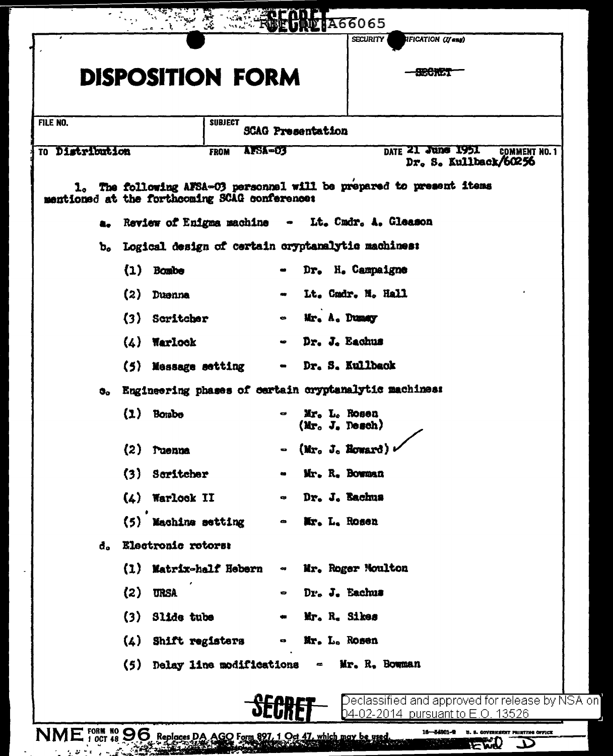SECRET REF ID:A66065

# DISPOSITION FORM

SECURITY CLASSIFICATION (If any)

~~SECRET~~

FILE NO.

SUBJECT SCAG Presentation

TO Distribution FROM AFSA-03 DATE 21 June 1951 COMMENT NO. 1

Dr. S. Kullback/60256

1. The following AFSA-03 personnel will be prepared to present items mentioned at the forthcoming SCAG conference:

a. Review of Enigma machine - Lt. Cmdr. A. Gleason

b. Logical design of certain cryptanalytic machines:

(1) Bombe - Dr. H. Campaigne

(2) Duenna - Lt. Cmdr. M. Hall

(3) Scritcher - Mr. A. Dumey

(4) Warlock - Dr. J. Eachus

(5) Message setting - Dr. S. Kullback

c. Engineering phases of certain cryptanalytic machines:

(1) Bombe - Mr. L. Rosen (Mr. J. Desch)

(2) Duenna - (Mr. J. Howard) ✓

(3) Scritcher - Mr. R. Bowman

(4) Warlock II - Dr. J. Eachus

(5) Machine setting - Mr. L. Rosen

d. Electronic rotors:

(1) Matrix-half Hebern - Mr. Roger Moulton

(2) URSA - Dr. J. Eachus

(3) Slide tube - Mr. R. Sikes

(4) Shift registers - Mr. L. Rosen

(5) Delay line modifications - Mr. R. Bowman

SECRET

Declassified and approved for release by NSA on 04-02-2014 pursuant to E.O. 13526

NME FORM NO 96 1 OCT 48 Replaces DA AGO Form 897, 1 Oct 47, which may be used.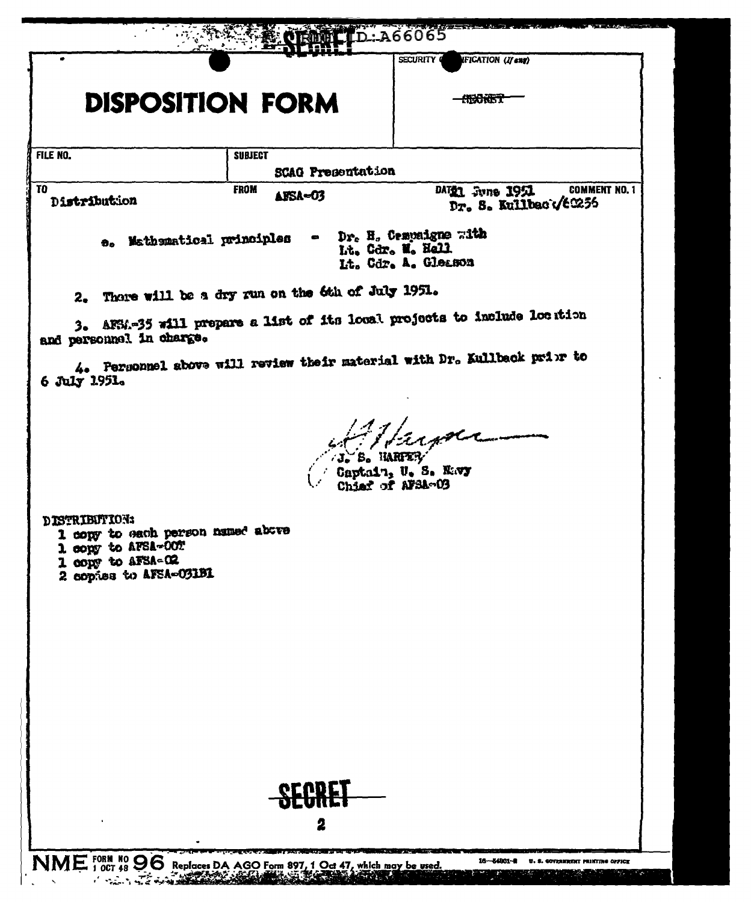REF ID:A66065

SECURITY CLASSIFICATION (If any)

# DISPOSITION FORM

~~SECRET~~

| FILE NO. | SUBJECT | | |
|---|---|---|---|
| | SCAG Presentation | | |
| TO Distribution | FROM AFSA-03 | DATE 21 June 1951 Dr. S. Kullback/60256 | COMMENT NO. 1 |

e. Mathematical principles - Dr. H. Campaigne with
Lt. Cdr. M. Hall
Lt. Cdr. A. Gleason

2. There will be a dry run on the 6th of July 1951.

3. AFSA-35 will prepare a list of its local projects to include location and personnel in charge.

4. Personnel above will review their material with Dr. Kullback prior to 6 July 1951.

J. S. HARPER
Captain, U. S. Navy
Chief of AFSA-03

DISTRIBUTION:
1 copy to each person named above
1 copy to AFSA-00T
1 copy to AFSA-02
2 copies to AFSA-031B1

SECRET

NME FORM NO 96 1 OCT 48 Replaces DA AGO Form 897, 1 Oct 47, which may be used.